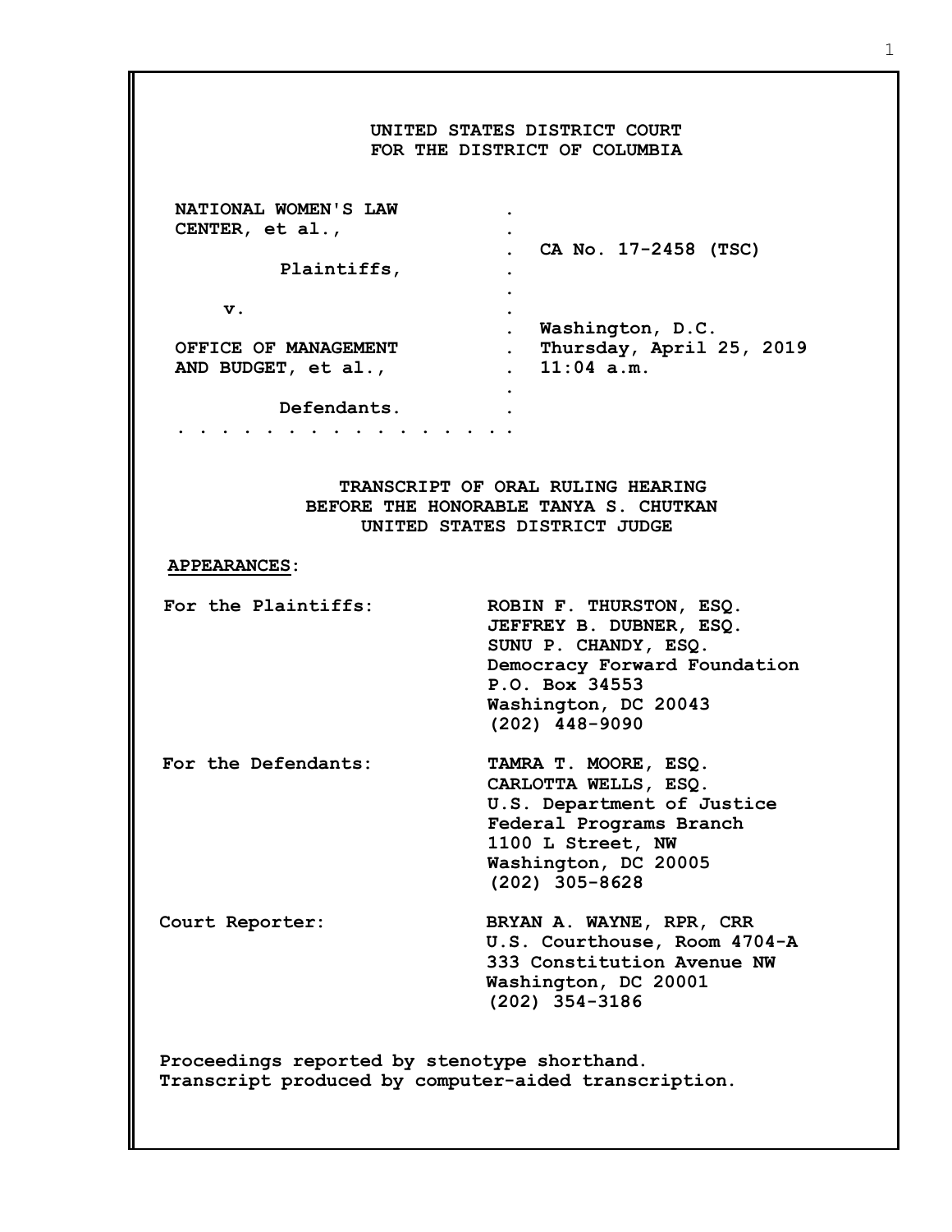UNITED STATES DISTRICT COURT
FOR THE DISTRICT OF COLUMBIA

| | | |
|---|---|---|
| NATIONAL WOMEN'S LAW CENTER, et al., | . | |
| | . | CA No. 17-2458 (TSC) |
| Plaintiffs, | . | |
| v. | . | |
| | . | Washington, D.C. |
| OFFICE OF MANAGEMENT AND BUDGET, et al., | . | Thursday, April 25, 2019 |
| | . | 11:04 a.m. |
| Defendants. | . | |

. . . . . . . . . . . . . . . .

TRANSCRIPT OF ORAL RULING HEARING
BEFORE THE HONORABLE TANYA S. CHUTKAN
UNITED STATES DISTRICT JUDGE

**APPEARANCES:**

For the Plaintiffs:
ROBIN F. THURSTON, ESQ.
JEFFREY B. DUBNER, ESQ.
SUNU P. CHANDY, ESQ.
Democracy Forward Foundation
P.O. Box 34553
Washington, DC 20043
(202) 448-9090

For the Defendants:
TAMRA T. MOORE, ESQ.
CARLOTTA WELLS, ESQ.
U.S. Department of Justice
Federal Programs Branch
1100 L Street, NW
Washington, DC 20005
(202) 305-8628

Court Reporter:
BRYAN A. WAYNE, RPR, CRR
U.S. Courthouse, Room 4704-A
333 Constitution Avenue NW
Washington, DC 20001
(202) 354-3186

Proceedings reported by stenotype shorthand.
Transcript produced by computer-aided transcription.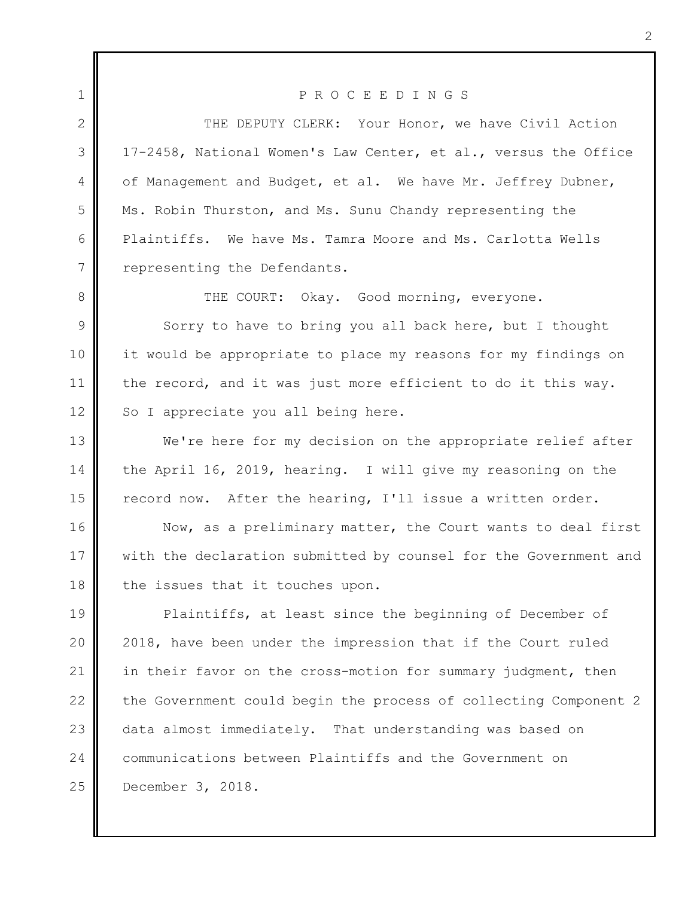P R O C E E D I N G S

THE DEPUTY CLERK: Your Honor, we have Civil Action 17-2458, National Women's Law Center, et al., versus the Office of Management and Budget, et al. We have Mr. Jeffrey Dubner, Ms. Robin Thurston, and Ms. Sunu Chandy representing the Plaintiffs. We have Ms. Tamra Moore and Ms. Carlotta Wells representing the Defendants.

THE COURT: Okay. Good morning, everyone.

Sorry to have to bring you all back here, but I thought it would be appropriate to place my reasons for my findings on the record, and it was just more efficient to do it this way. So I appreciate you all being here.

We're here for my decision on the appropriate relief after the April 16, 2019, hearing. I will give my reasoning on the record now. After the hearing, I'll issue a written order.

Now, as a preliminary matter, the Court wants to deal first with the declaration submitted by counsel for the Government and the issues that it touches upon.

Plaintiffs, at least since the beginning of December of 2018, have been under the impression that if the Court ruled in their favor on the cross-motion for summary judgment, then the Government could begin the process of collecting Component 2 data almost immediately. That understanding was based on communications between Plaintiffs and the Government on December 3, 2018.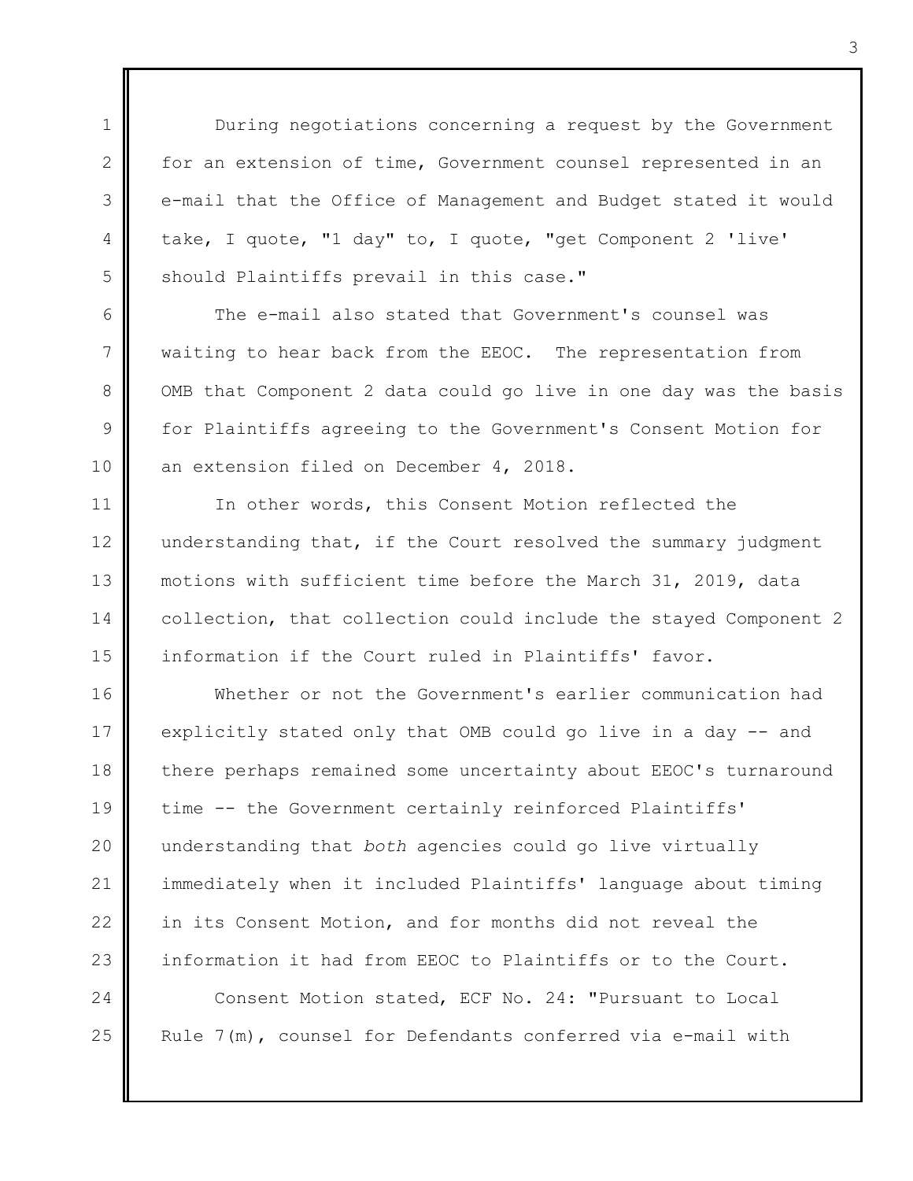During negotiations concerning a request by the Government for an extension of time, Government counsel represented in an e-mail that the Office of Management and Budget stated it would take, I quote, "1 day" to, I quote, "get Component 2 'live' should Plaintiffs prevail in this case."

The e-mail also stated that Government's counsel was waiting to hear back from the EEOC. The representation from OMB that Component 2 data could go live in one day was the basis for Plaintiffs agreeing to the Government's Consent Motion for an extension filed on December 4, 2018.

In other words, this Consent Motion reflected the understanding that, if the Court resolved the summary judgment motions with sufficient time before the March 31, 2019, data collection, that collection could include the stayed Component 2 information if the Court ruled in Plaintiffs' favor.

Whether or not the Government's earlier communication had explicitly stated only that OMB could go live in a day -- and there perhaps remained some uncertainty about EEOC's turnaround time -- the Government certainly reinforced Plaintiffs' understanding that *both* agencies could go live virtually immediately when it included Plaintiffs' language about timing in its Consent Motion, and for months did not reveal the information it had from EEOC to Plaintiffs or to the Court.

Consent Motion stated, ECF No. 24: "Pursuant to Local Rule 7(m), counsel for Defendants conferred via e-mail with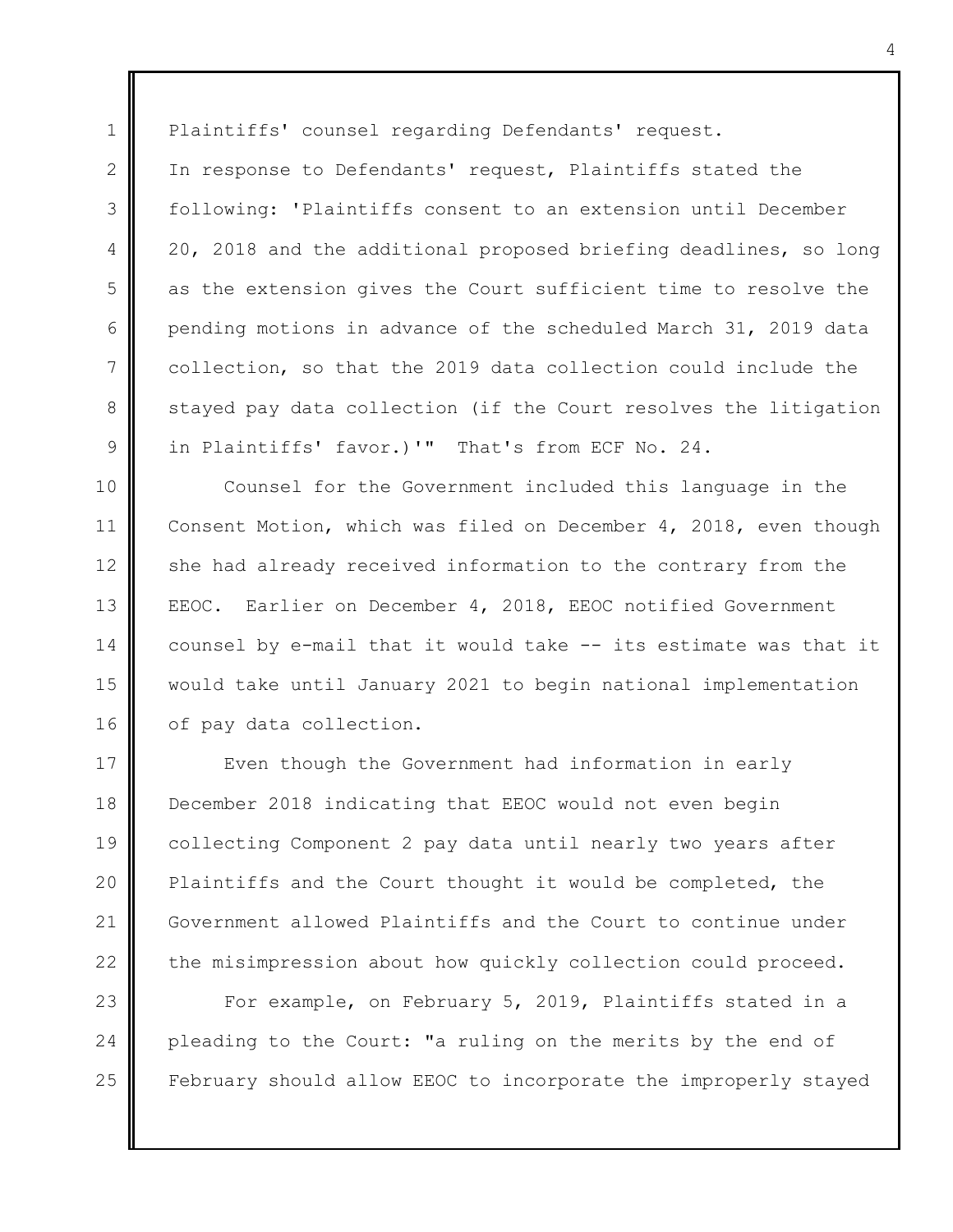Plaintiffs' counsel regarding Defendants' request.
In response to Defendants' request, Plaintiffs stated the following: 'Plaintiffs consent to an extension until December 20, 2018 and the additional proposed briefing deadlines, so long as the extension gives the Court sufficient time to resolve the pending motions in advance of the scheduled March 31, 2019 data collection, so that the 2019 data collection could include the stayed pay data collection (if the Court resolves the litigation in Plaintiffs' favor.)'" That's from ECF No. 24.

Counsel for the Government included this language in the Consent Motion, which was filed on December 4, 2018, even though she had already received information to the contrary from the EEOC. Earlier on December 4, 2018, EEOC notified Government counsel by e-mail that it would take -- its estimate was that it would take until January 2021 to begin national implementation of pay data collection.

Even though the Government had information in early December 2018 indicating that EEOC would not even begin collecting Component 2 pay data until nearly two years after Plaintiffs and the Court thought it would be completed, the Government allowed Plaintiffs and the Court to continue under the misimpression about how quickly collection could proceed.

For example, on February 5, 2019, Plaintiffs stated in a pleading to the Court: "a ruling on the merits by the end of February should allow EEOC to incorporate the improperly stayed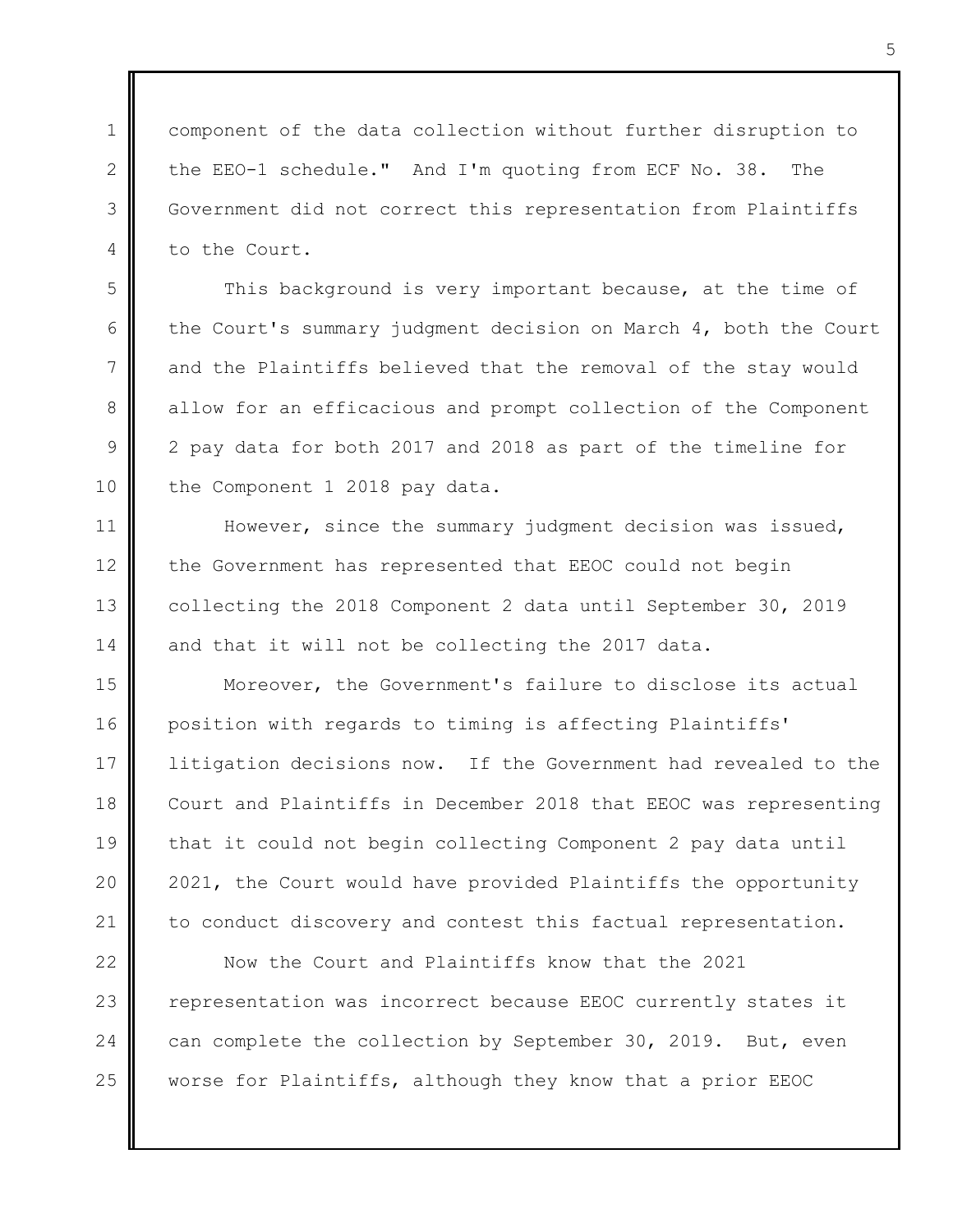component of the data collection without further disruption to the EEO-1 schedule." And I'm quoting from ECF No. 38. The Government did not correct this representation from Plaintiffs to the Court.

This background is very important because, at the time of the Court's summary judgment decision on March 4, both the Court and the Plaintiffs believed that the removal of the stay would allow for an efficacious and prompt collection of the Component 2 pay data for both 2017 and 2018 as part of the timeline for the Component 1 2018 pay data.

However, since the summary judgment decision was issued, the Government has represented that EEOC could not begin collecting the 2018 Component 2 data until September 30, 2019 and that it will not be collecting the 2017 data.

Moreover, the Government's failure to disclose its actual position with regards to timing is affecting Plaintiffs' litigation decisions now. If the Government had revealed to the Court and Plaintiffs in December 2018 that EEOC was representing that it could not begin collecting Component 2 pay data until 2021, the Court would have provided Plaintiffs the opportunity to conduct discovery and contest this factual representation.

Now the Court and Plaintiffs know that the 2021 representation was incorrect because EEOC currently states it can complete the collection by September 30, 2019. But, even worse for Plaintiffs, although they know that a prior EEOC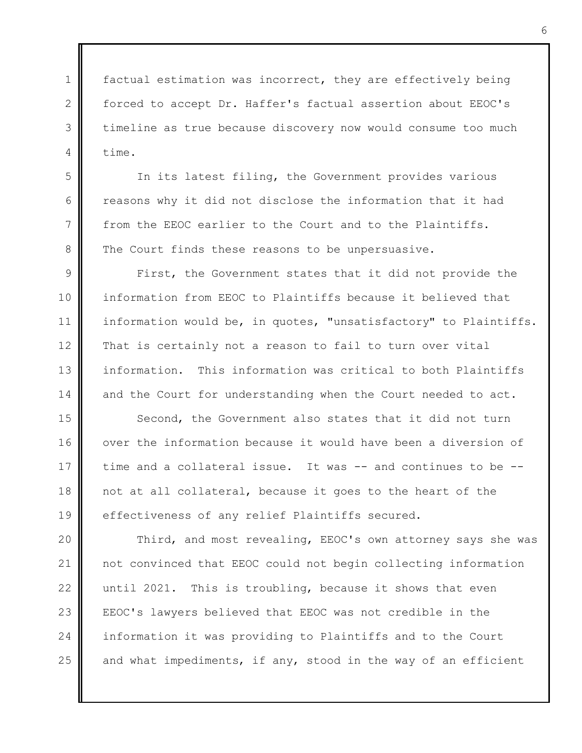factual estimation was incorrect, they are effectively being forced to accept Dr. Haffer's factual assertion about EEOC's timeline as true because discovery now would consume too much time.

In its latest filing, the Government provides various reasons why it did not disclose the information that it had from the EEOC earlier to the Court and to the Plaintiffs. The Court finds these reasons to be unpersuasive.

First, the Government states that it did not provide the information from EEOC to Plaintiffs because it believed that information would be, in quotes, "unsatisfactory" to Plaintiffs. That is certainly not a reason to fail to turn over vital information. This information was critical to both Plaintiffs and the Court for understanding when the Court needed to act.

Second, the Government also states that it did not turn over the information because it would have been a diversion of time and a collateral issue. It was -- and continues to be -- not at all collateral, because it goes to the heart of the effectiveness of any relief Plaintiffs secured.

Third, and most revealing, EEOC's own attorney says she was not convinced that EEOC could not begin collecting information until 2021. This is troubling, because it shows that even EEOC's lawyers believed that EEOC was not credible in the information it was providing to Plaintiffs and to the Court and what impediments, if any, stood in the way of an efficient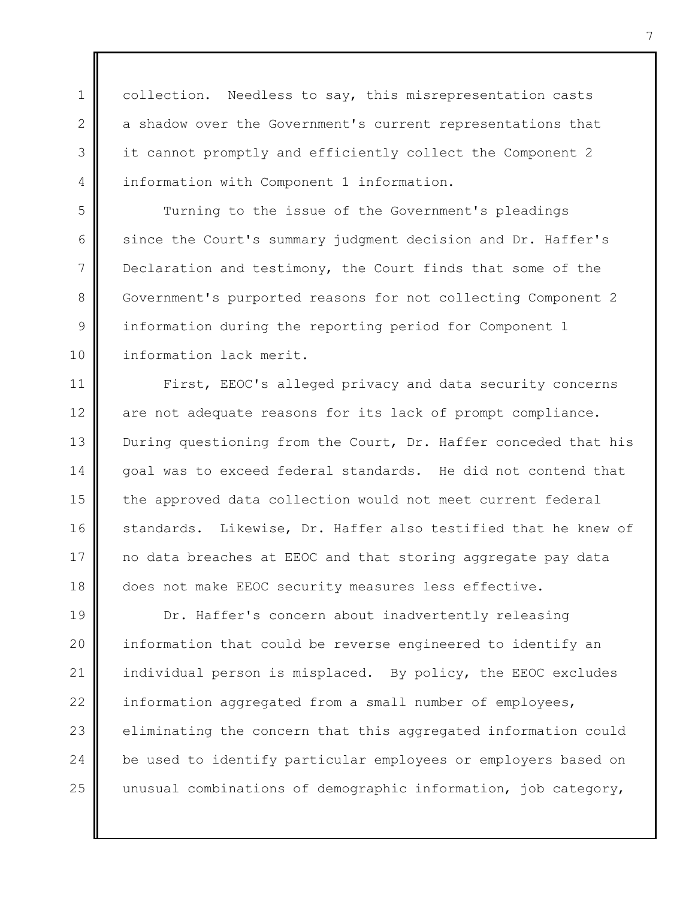collection. Needless to say, this misrepresentation casts a shadow over the Government's current representations that it cannot promptly and efficiently collect the Component 2 information with Component 1 information.

Turning to the issue of the Government's pleadings since the Court's summary judgment decision and Dr. Haffer's Declaration and testimony, the Court finds that some of the Government's purported reasons for not collecting Component 2 information during the reporting period for Component 1 information lack merit.

First, EEOC's alleged privacy and data security concerns are not adequate reasons for its lack of prompt compliance. During questioning from the Court, Dr. Haffer conceded that his goal was to exceed federal standards. He did not contend that the approved data collection would not meet current federal standards. Likewise, Dr. Haffer also testified that he knew of no data breaches at EEOC and that storing aggregate pay data does not make EEOC security measures less effective.

Dr. Haffer's concern about inadvertently releasing information that could be reverse engineered to identify an individual person is misplaced. By policy, the EEOC excludes information aggregated from a small number of employees, eliminating the concern that this aggregated information could be used to identify particular employees or employers based on unusual combinations of demographic information, job category,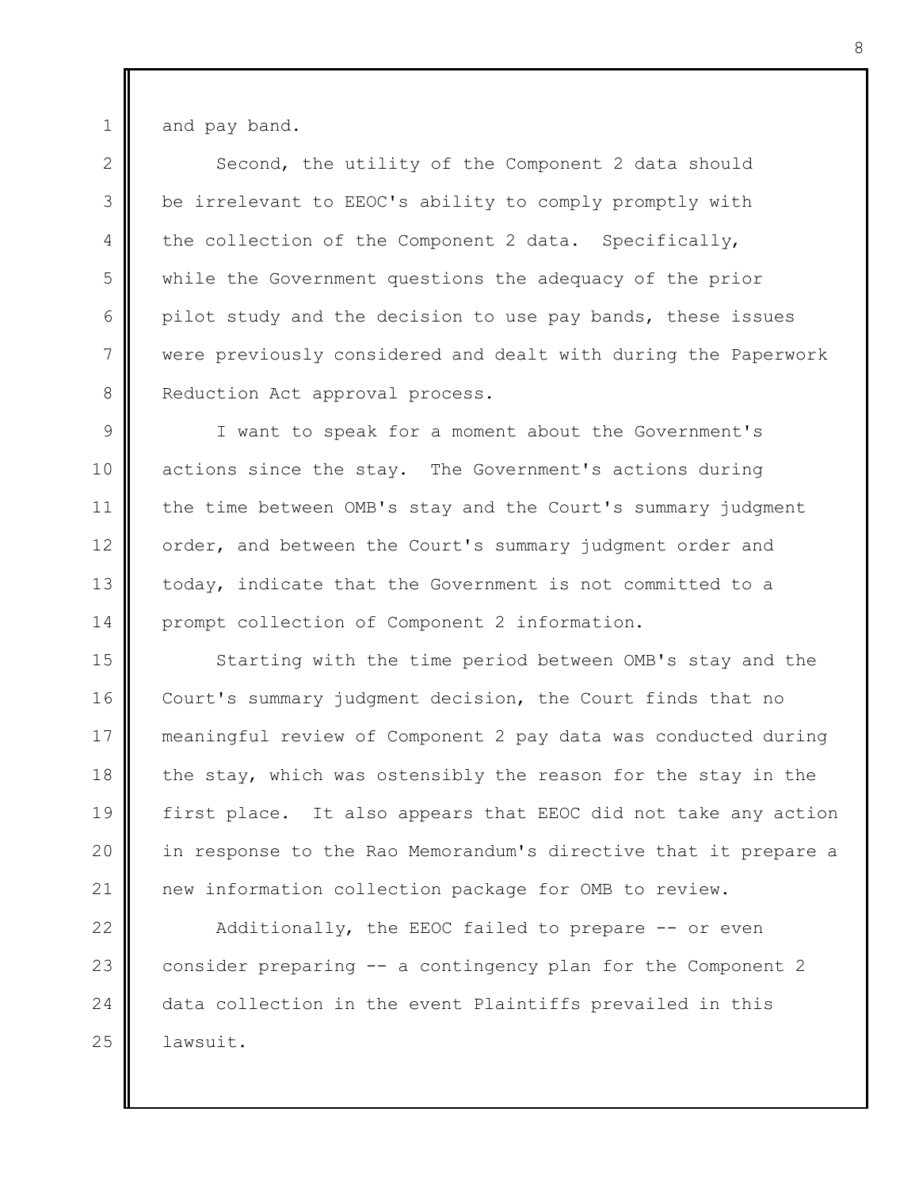and pay band.

Second, the utility of the Component 2 data should be irrelevant to EEOC's ability to comply promptly with the collection of the Component 2 data. Specifically, while the Government questions the adequacy of the prior pilot study and the decision to use pay bands, these issues were previously considered and dealt with during the Paperwork Reduction Act approval process.

I want to speak for a moment about the Government's actions since the stay. The Government's actions during the time between OMB's stay and the Court's summary judgment order, and between the Court's summary judgment order and today, indicate that the Government is not committed to a prompt collection of Component 2 information.

Starting with the time period between OMB's stay and the Court's summary judgment decision, the Court finds that no meaningful review of Component 2 pay data was conducted during the stay, which was ostensibly the reason for the stay in the first place. It also appears that EEOC did not take any action in response to the Rao Memorandum's directive that it prepare a new information collection package for OMB to review.

Additionally, the EEOC failed to prepare -- or even consider preparing -- a contingency plan for the Component 2 data collection in the event Plaintiffs prevailed in this lawsuit.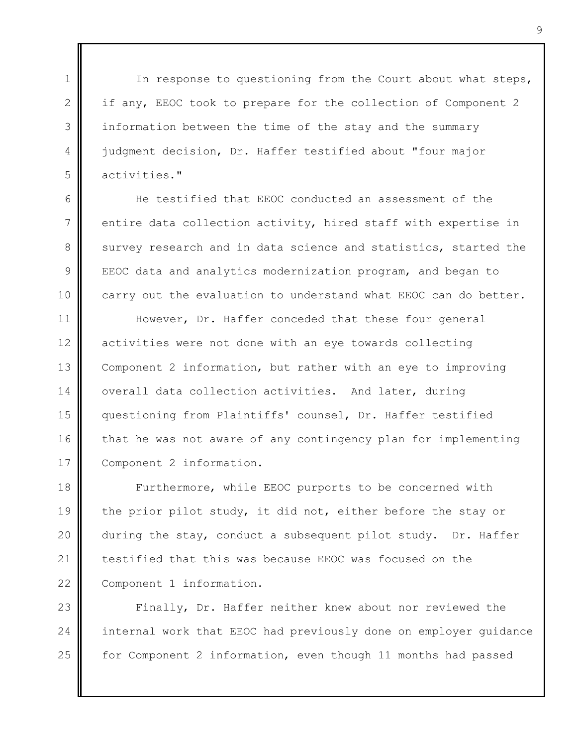In response to questioning from the Court about what steps, if any, EEOC took to prepare for the collection of Component 2 information between the time of the stay and the summary judgment decision, Dr. Haffer testified about "four major activities."

He testified that EEOC conducted an assessment of the entire data collection activity, hired staff with expertise in survey research and in data science and statistics, started the EEOC data and analytics modernization program, and began to carry out the evaluation to understand what EEOC can do better.

However, Dr. Haffer conceded that these four general activities were not done with an eye towards collecting Component 2 information, but rather with an eye to improving overall data collection activities. And later, during questioning from Plaintiffs' counsel, Dr. Haffer testified that he was not aware of any contingency plan for implementing Component 2 information.

Furthermore, while EEOC purports to be concerned with the prior pilot study, it did not, either before the stay or during the stay, conduct a subsequent pilot study. Dr. Haffer testified that this was because EEOC was focused on the Component 1 information.

Finally, Dr. Haffer neither knew about nor reviewed the internal work that EEOC had previously done on employer guidance for Component 2 information, even though 11 months had passed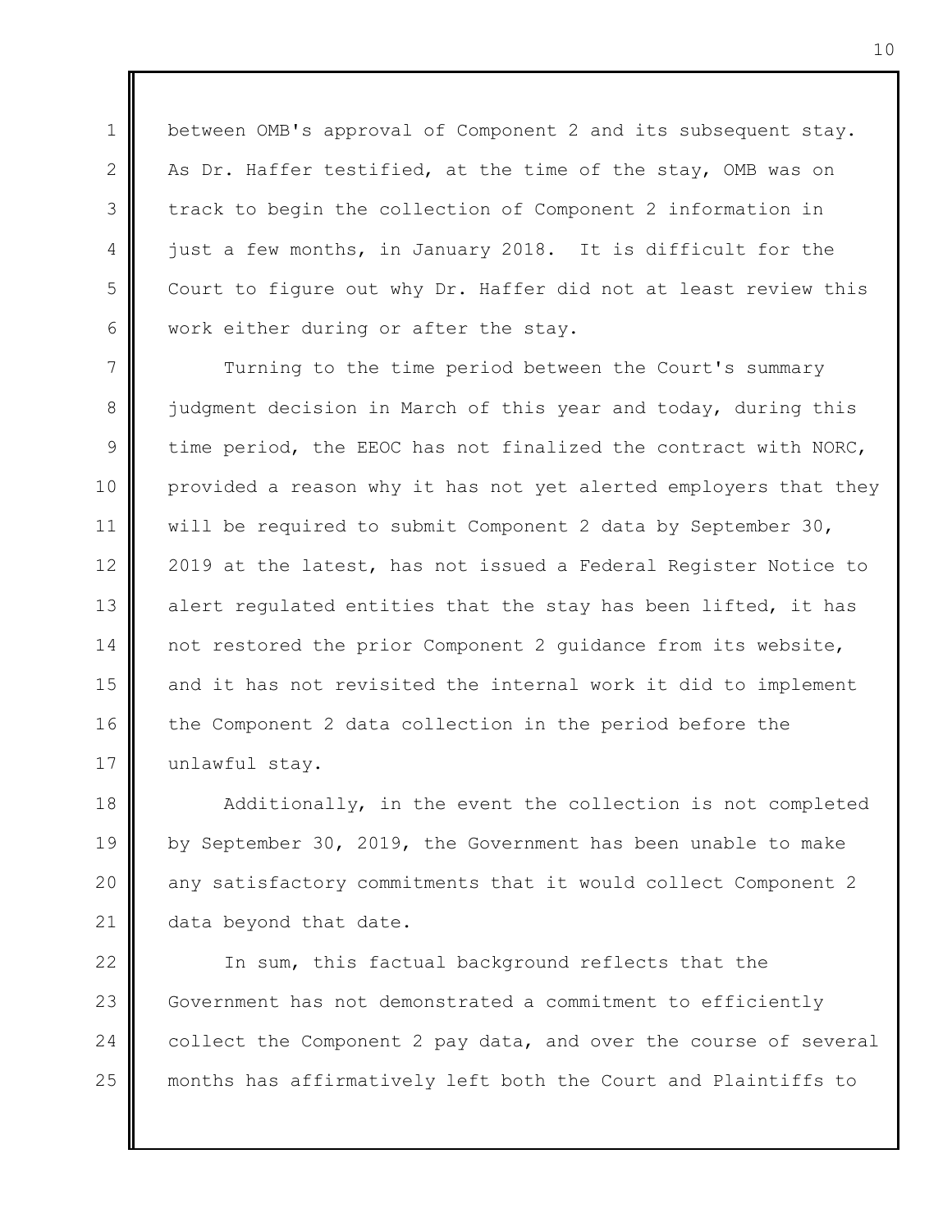between OMB's approval of Component 2 and its subsequent stay. As Dr. Haffer testified, at the time of the stay, OMB was on track to begin the collection of Component 2 information in just a few months, in January 2018. It is difficult for the Court to figure out why Dr. Haffer did not at least review this work either during or after the stay.

Turning to the time period between the Court's summary judgment decision in March of this year and today, during this time period, the EEOC has not finalized the contract with NORC, provided a reason why it has not yet alerted employers that they will be required to submit Component 2 data by September 30, 2019 at the latest, has not issued a Federal Register Notice to alert regulated entities that the stay has been lifted, it has not restored the prior Component 2 guidance from its website, and it has not revisited the internal work it did to implement the Component 2 data collection in the period before the unlawful stay.

Additionally, in the event the collection is not completed by September 30, 2019, the Government has been unable to make any satisfactory commitments that it would collect Component 2 data beyond that date.

In sum, this factual background reflects that the Government has not demonstrated a commitment to efficiently collect the Component 2 pay data, and over the course of several months has affirmatively left both the Court and Plaintiffs to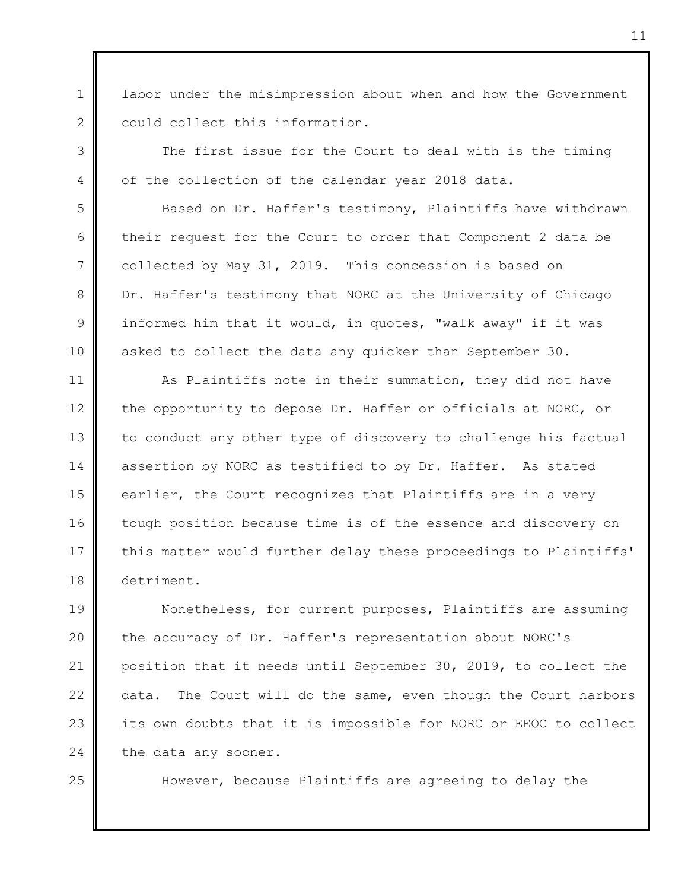labor under the misimpression about when and how the Government could collect this information.

The first issue for the Court to deal with is the timing of the collection of the calendar year 2018 data.

Based on Dr. Haffer's testimony, Plaintiffs have withdrawn their request for the Court to order that Component 2 data be collected by May 31, 2019. This concession is based on Dr. Haffer's testimony that NORC at the University of Chicago informed him that it would, in quotes, "walk away" if it was asked to collect the data any quicker than September 30.

As Plaintiffs note in their summation, they did not have the opportunity to depose Dr. Haffer or officials at NORC, or to conduct any other type of discovery to challenge his factual assertion by NORC as testified to by Dr. Haffer. As stated earlier, the Court recognizes that Plaintiffs are in a very tough position because time is of the essence and discovery on this matter would further delay these proceedings to Plaintiffs' detriment.

Nonetheless, for current purposes, Plaintiffs are assuming the accuracy of Dr. Haffer's representation about NORC's position that it needs until September 30, 2019, to collect the data. The Court will do the same, even though the Court harbors its own doubts that it is impossible for NORC or EEOC to collect the data any sooner.

However, because Plaintiffs are agreeing to delay the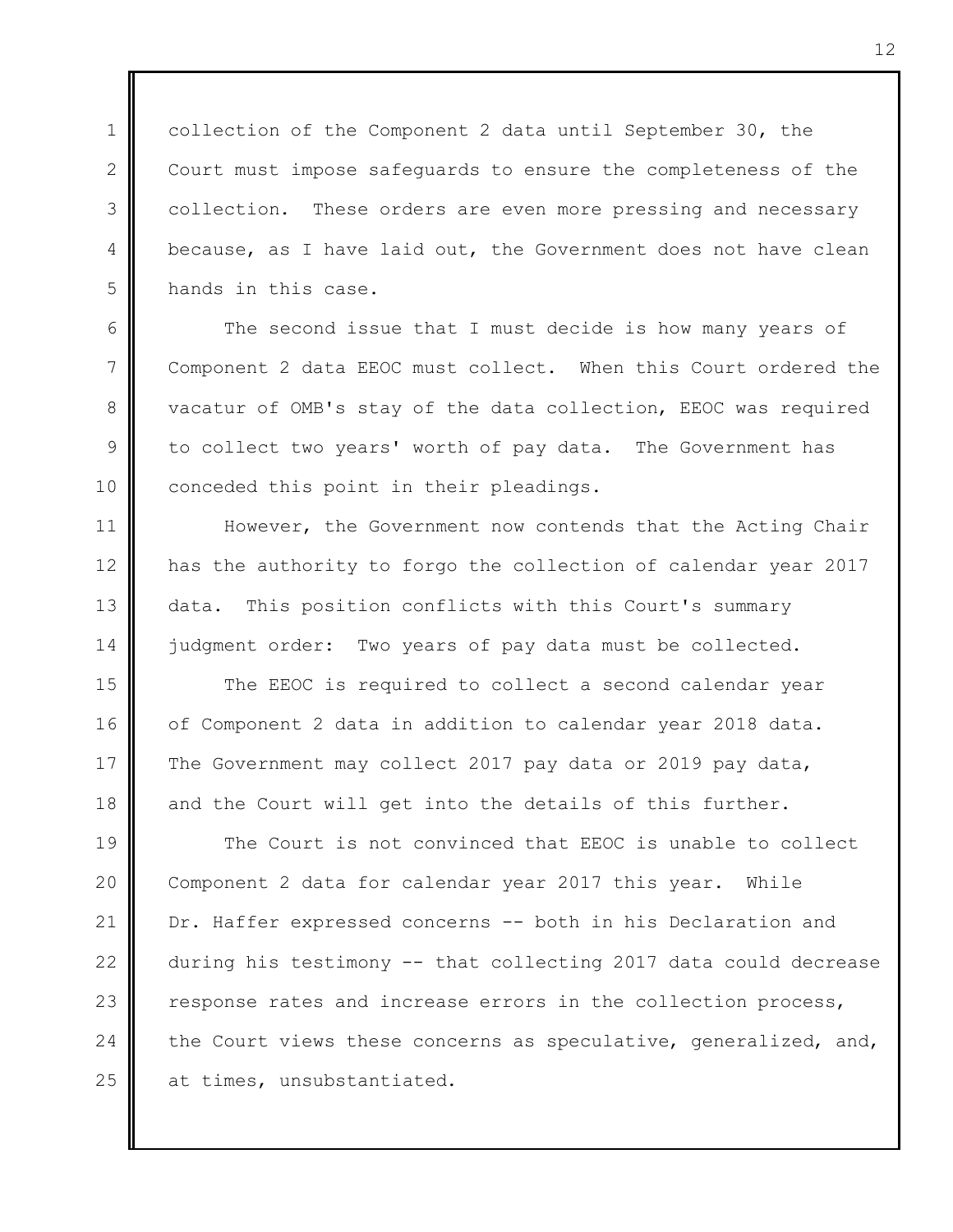collection of the Component 2 data until September 30, the Court must impose safeguards to ensure the completeness of the collection. These orders are even more pressing and necessary because, as I have laid out, the Government does not have clean hands in this case.

The second issue that I must decide is how many years of Component 2 data EEOC must collect. When this Court ordered the vacatur of OMB's stay of the data collection, EEOC was required to collect two years' worth of pay data. The Government has conceded this point in their pleadings.

However, the Government now contends that the Acting Chair has the authority to forgo the collection of calendar year 2017 data. This position conflicts with this Court's summary judgment order: Two years of pay data must be collected.

The EEOC is required to collect a second calendar year of Component 2 data in addition to calendar year 2018 data. The Government may collect 2017 pay data or 2019 pay data, and the Court will get into the details of this further.

The Court is not convinced that EEOC is unable to collect Component 2 data for calendar year 2017 this year. While Dr. Haffer expressed concerns -- both in his Declaration and during his testimony -- that collecting 2017 data could decrease response rates and increase errors in the collection process, the Court views these concerns as speculative, generalized, and, at times, unsubstantiated.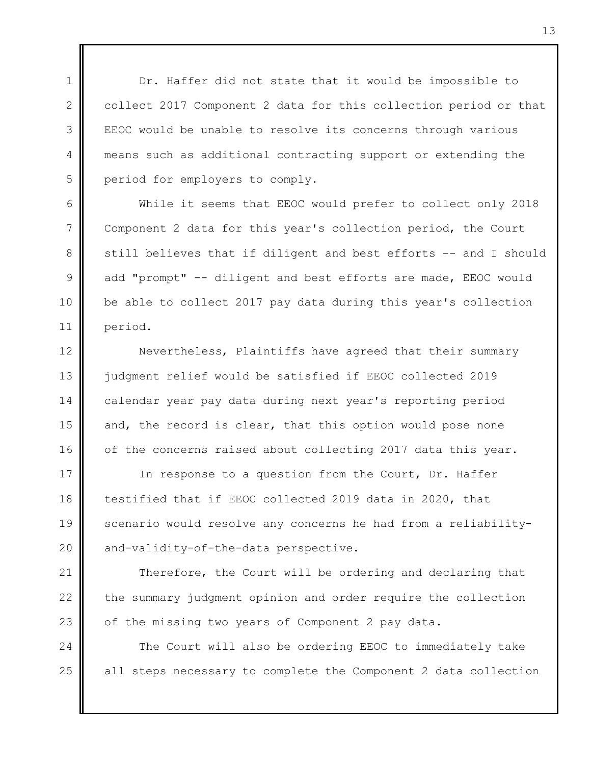Dr. Haffer did not state that it would be impossible to collect 2017 Component 2 data for this collection period or that EEOC would be unable to resolve its concerns through various means such as additional contracting support or extending the period for employers to comply.

While it seems that EEOC would prefer to collect only 2018 Component 2 data for this year's collection period, the Court still believes that if diligent and best efforts -- and I should add "prompt" -- diligent and best efforts are made, EEOC would be able to collect 2017 pay data during this year's collection period.

Nevertheless, Plaintiffs have agreed that their summary judgment relief would be satisfied if EEOC collected 2019 calendar year pay data during next year's reporting period and, the record is clear, that this option would pose none of the concerns raised about collecting 2017 data this year.

In response to a question from the Court, Dr. Haffer testified that if EEOC collected 2019 data in 2020, that scenario would resolve any concerns he had from a reliability-and-validity-of-the-data perspective.

Therefore, the Court will be ordering and declaring that the summary judgment opinion and order require the collection of the missing two years of Component 2 pay data.

The Court will also be ordering EEOC to immediately take all steps necessary to complete the Component 2 data collection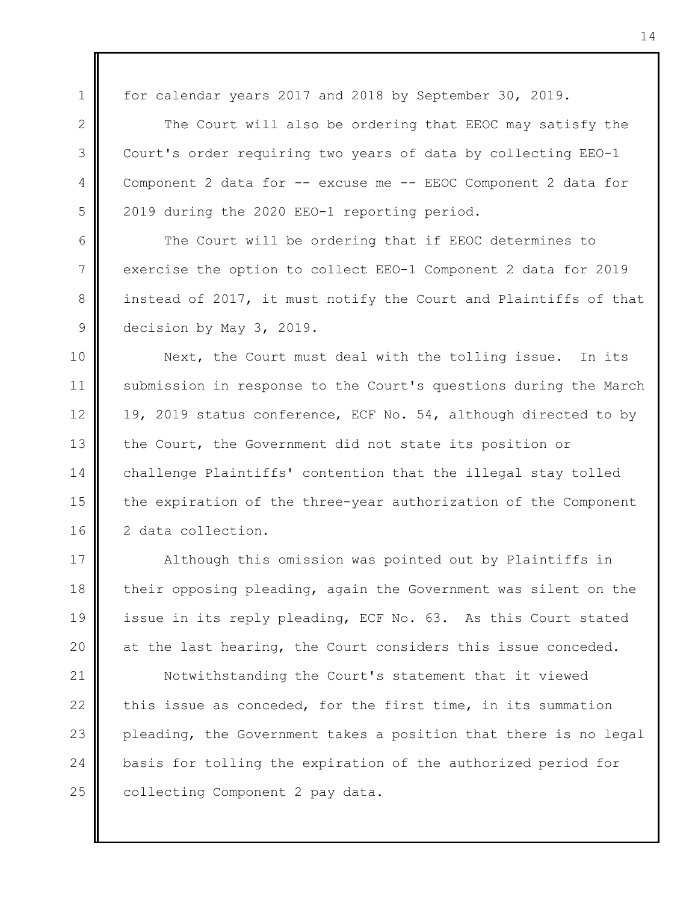for calendar years 2017 and 2018 by September 30, 2019.

The Court will also be ordering that EEOC may satisfy the Court's order requiring two years of data by collecting EEO-1 Component 2 data for -- excuse me -- EEOC Component 2 data for 2019 during the 2020 EEO-1 reporting period.

The Court will be ordering that if EEOC determines to exercise the option to collect EEO-1 Component 2 data for 2019 instead of 2017, it must notify the Court and Plaintiffs of that decision by May 3, 2019.

Next, the Court must deal with the tolling issue. In its submission in response to the Court's questions during the March 19, 2019 status conference, ECF No. 54, although directed to by the Court, the Government did not state its position or challenge Plaintiffs' contention that the illegal stay tolled the expiration of the three-year authorization of the Component 2 data collection.

Although this omission was pointed out by Plaintiffs in their opposing pleading, again the Government was silent on the issue in its reply pleading, ECF No. 63. As this Court stated at the last hearing, the Court considers this issue conceded.

Notwithstanding the Court's statement that it viewed this issue as conceded, for the first time, in its summation pleading, the Government takes a position that there is no legal basis for tolling the expiration of the authorized period for collecting Component 2 pay data.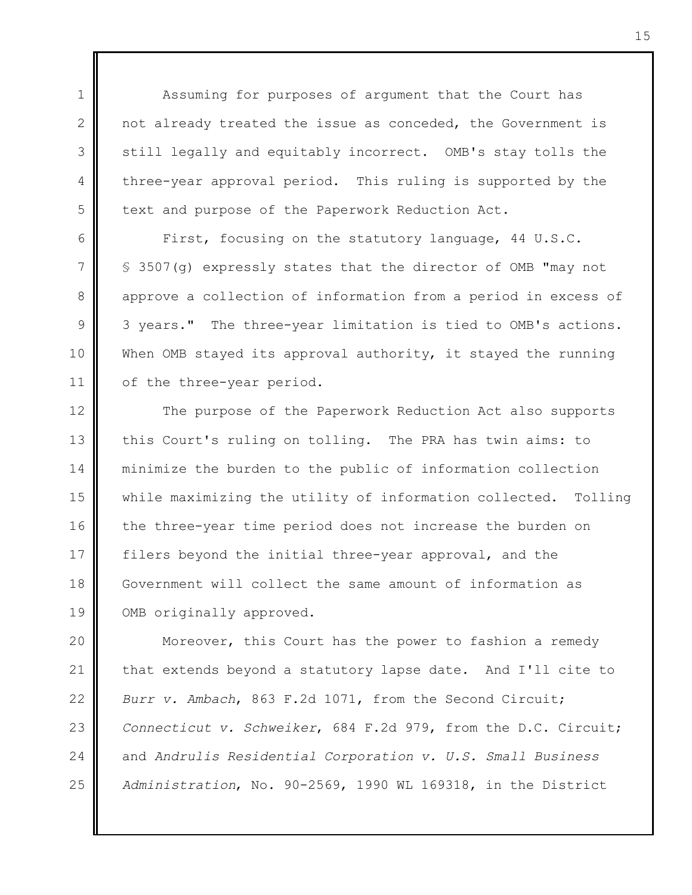Assuming for purposes of argument that the Court has not already treated the issue as conceded, the Government is still legally and equitably incorrect. OMB's stay tolls the three-year approval period. This ruling is supported by the text and purpose of the Paperwork Reduction Act.

First, focusing on the statutory language, 44 U.S.C. § 3507(g) expressly states that the director of OMB "may not approve a collection of information from a period in excess of 3 years." The three-year limitation is tied to OMB's actions. When OMB stayed its approval authority, it stayed the running of the three-year period.

The purpose of the Paperwork Reduction Act also supports this Court's ruling on tolling. The PRA has twin aims: to minimize the burden to the public of information collection while maximizing the utility of information collected. Tolling the three-year time period does not increase the burden on filers beyond the initial three-year approval, and the Government will collect the same amount of information as OMB originally approved.

Moreover, this Court has the power to fashion a remedy that extends beyond a statutory lapse date. And I'll cite to *Burr v. Ambach*, 863 F.2d 1071, from the Second Circuit; *Connecticut v. Schweiker*, 684 F.2d 979, from the D.C. Circuit; and *Andrulis Residential Corporation v. U.S. Small Business Administration*, No. 90-2569, 1990 WL 169318, in the District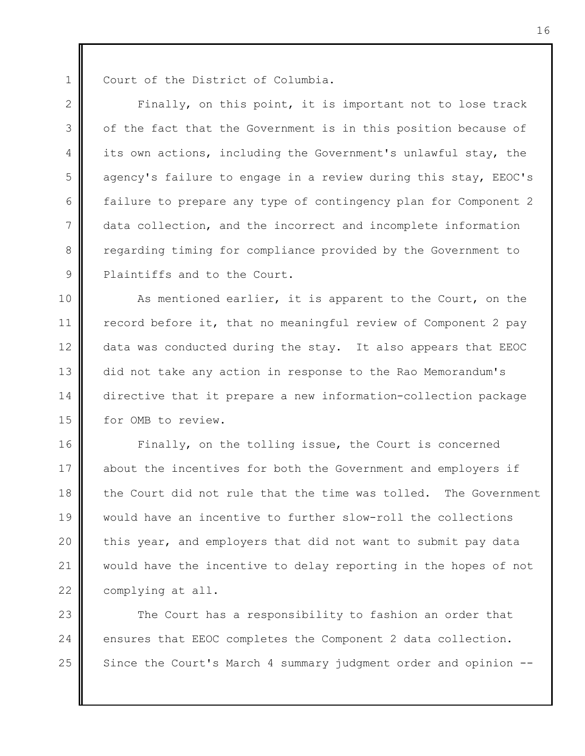Court of the District of Columbia.

Finally, on this point, it is important not to lose track of the fact that the Government is in this position because of its own actions, including the Government's unlawful stay, the agency's failure to engage in a review during this stay, EEOC's failure to prepare any type of contingency plan for Component 2 data collection, and the incorrect and incomplete information regarding timing for compliance provided by the Government to Plaintiffs and to the Court.

As mentioned earlier, it is apparent to the Court, on the record before it, that no meaningful review of Component 2 pay data was conducted during the stay. It also appears that EEOC did not take any action in response to the Rao Memorandum's directive that it prepare a new information-collection package for OMB to review.

Finally, on the tolling issue, the Court is concerned about the incentives for both the Government and employers if the Court did not rule that the time was tolled. The Government would have an incentive to further slow-roll the collections this year, and employers that did not want to submit pay data would have the incentive to delay reporting in the hopes of not complying at all.

The Court has a responsibility to fashion an order that ensures that EEOC completes the Component 2 data collection. Since the Court's March 4 summary judgment order and opinion --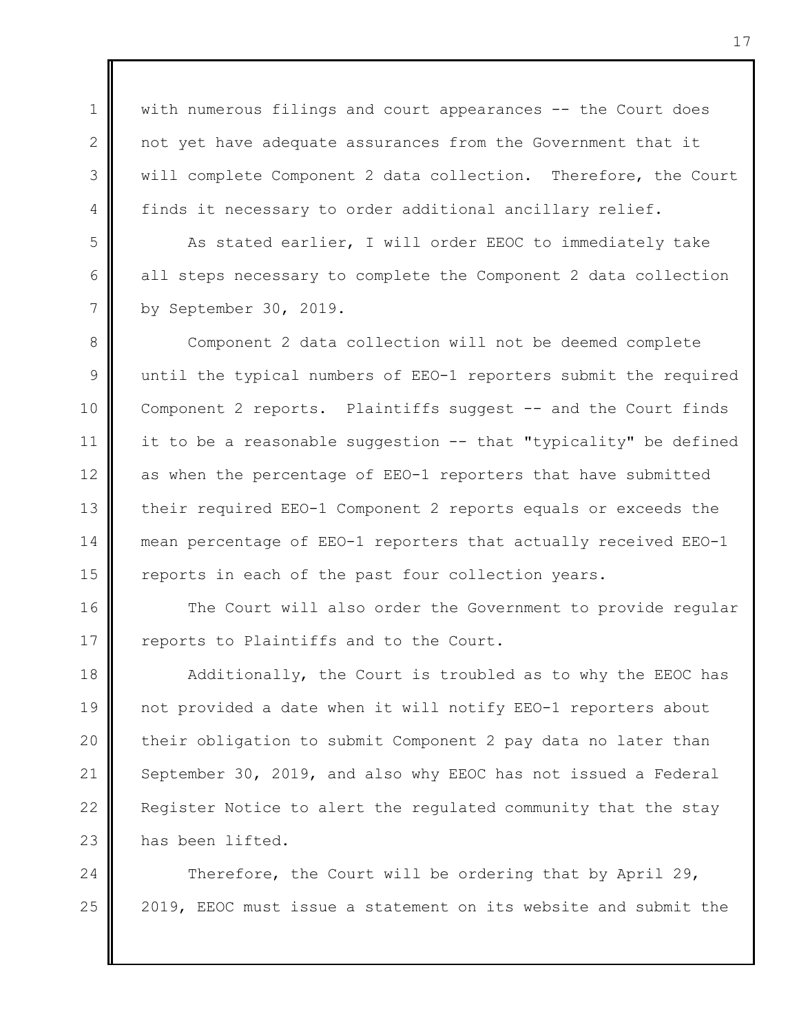with numerous filings and court appearances -- the Court does not yet have adequate assurances from the Government that it will complete Component 2 data collection. Therefore, the Court finds it necessary to order additional ancillary relief.

As stated earlier, I will order EEOC to immediately take all steps necessary to complete the Component 2 data collection by September 30, 2019.

Component 2 data collection will not be deemed complete until the typical numbers of EEO-1 reporters submit the required Component 2 reports. Plaintiffs suggest -- and the Court finds it to be a reasonable suggestion -- that "typicality" be defined as when the percentage of EEO-1 reporters that have submitted their required EEO-1 Component 2 reports equals or exceeds the mean percentage of EEO-1 reporters that actually received EEO-1 reports in each of the past four collection years.

The Court will also order the Government to provide regular reports to Plaintiffs and to the Court.

Additionally, the Court is troubled as to why the EEOC has not provided a date when it will notify EEO-1 reporters about their obligation to submit Component 2 pay data no later than September 30, 2019, and also why EEOC has not issued a Federal Register Notice to alert the regulated community that the stay has been lifted.

Therefore, the Court will be ordering that by April 29, 2019, EEOC must issue a statement on its website and submit the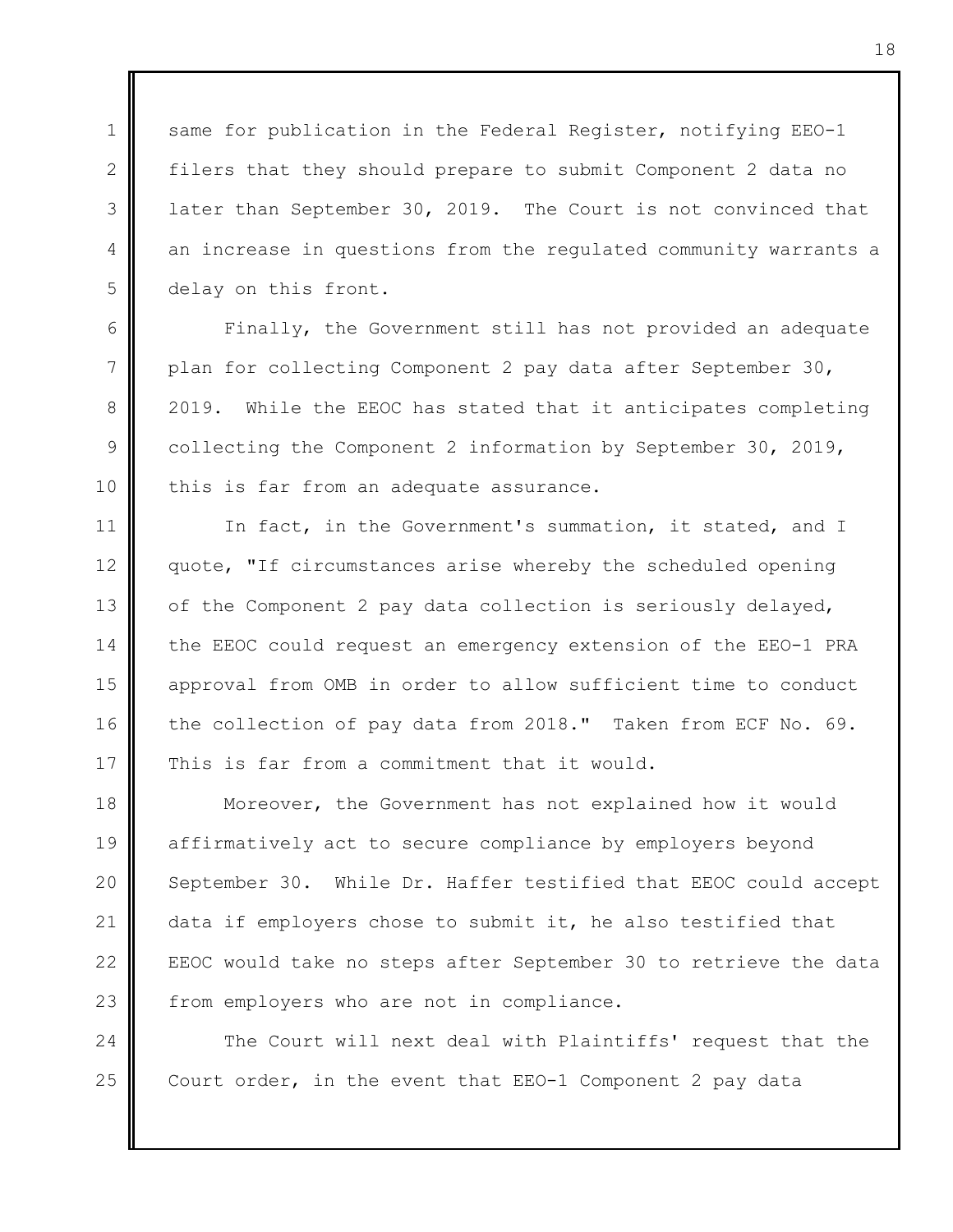same for publication in the Federal Register, notifying EEO-1 filers that they should prepare to submit Component 2 data no later than September 30, 2019. The Court is not convinced that an increase in questions from the regulated community warrants a delay on this front.

Finally, the Government still has not provided an adequate plan for collecting Component 2 pay data after September 30, 2019. While the EEOC has stated that it anticipates completing collecting the Component 2 information by September 30, 2019, this is far from an adequate assurance.

In fact, in the Government's summation, it stated, and I quote, "If circumstances arise whereby the scheduled opening of the Component 2 pay data collection is seriously delayed, the EEOC could request an emergency extension of the EEO-1 PRA approval from OMB in order to allow sufficient time to conduct the collection of pay data from 2018." Taken from ECF No. 69. This is far from a commitment that it would.

Moreover, the Government has not explained how it would affirmatively act to secure compliance by employers beyond September 30. While Dr. Haffer testified that EEOC could accept data if employers chose to submit it, he also testified that EEOC would take no steps after September 30 to retrieve the data from employers who are not in compliance.

The Court will next deal with Plaintiffs' request that the Court order, in the event that EEO-1 Component 2 pay data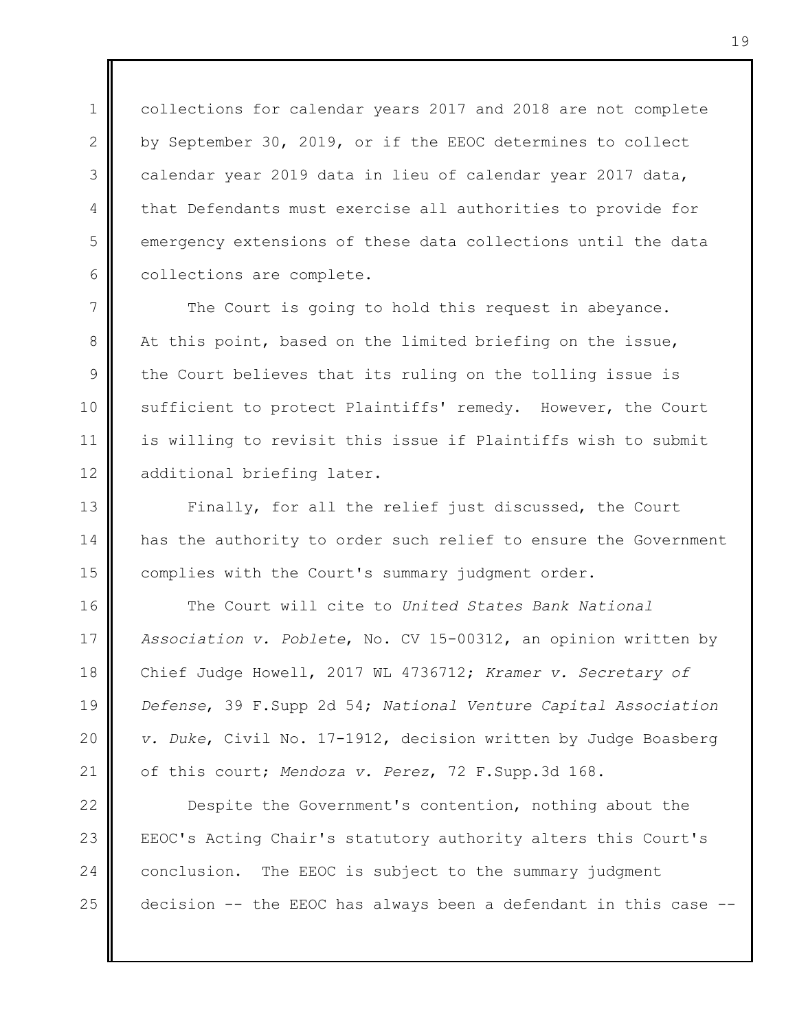collections for calendar years 2017 and 2018 are not complete by September 30, 2019, or if the EEOC determines to collect calendar year 2019 data in lieu of calendar year 2017 data, that Defendants must exercise all authorities to provide for emergency extensions of these data collections until the data collections are complete.

The Court is going to hold this request in abeyance. At this point, based on the limited briefing on the issue, the Court believes that its ruling on the tolling issue is sufficient to protect Plaintiffs' remedy. However, the Court is willing to revisit this issue if Plaintiffs wish to submit additional briefing later.

Finally, for all the relief just discussed, the Court has the authority to order such relief to ensure the Government complies with the Court's summary judgment order.

The Court will cite to *United States Bank National Association v. Poblete*, No. CV 15-00312, an opinion written by Chief Judge Howell, 2017 WL 4736712; *Kramer v. Secretary of Defense*, 39 F.Supp 2d 54; *National Venture Capital Association v. Duke*, Civil No. 17-1912, decision written by Judge Boasberg of this court; *Mendoza v. Perez*, 72 F.Supp.3d 168.

Despite the Government's contention, nothing about the EEOC's Acting Chair's statutory authority alters this Court's conclusion. The EEOC is subject to the summary judgment decision -- the EEOC has always been a defendant in this case --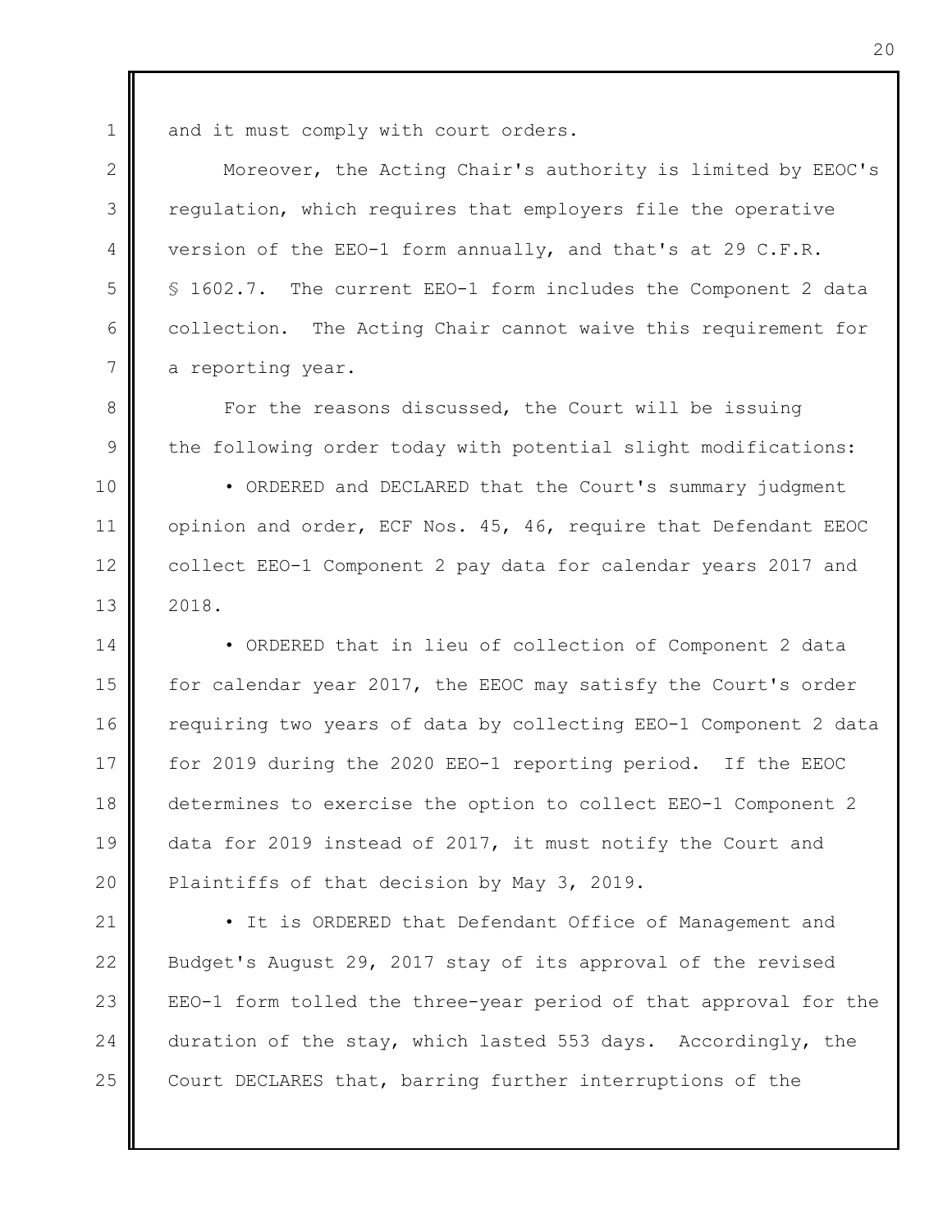and it must comply with court orders.

Moreover, the Acting Chair's authority is limited by EEOC's regulation, which requires that employers file the operative version of the EEO-1 form annually, and that's at 29 C.F.R. § 1602.7. The current EEO-1 form includes the Component 2 data collection. The Acting Chair cannot waive this requirement for a reporting year.

For the reasons discussed, the Court will be issuing the following order today with potential slight modifications:

- ORDERED and DECLARED that the Court's summary judgment opinion and order, ECF Nos. 45, 46, require that Defendant EEOC collect EEO-1 Component 2 pay data for calendar years 2017 and 2018.

- ORDERED that in lieu of collection of Component 2 data for calendar year 2017, the EEOC may satisfy the Court's order requiring two years of data by collecting EEO-1 Component 2 data for 2019 during the 2020 EEO-1 reporting period. If the EEOC determines to exercise the option to collect EEO-1 Component 2 data for 2019 instead of 2017, it must notify the Court and Plaintiffs of that decision by May 3, 2019.

- It is ORDERED that Defendant Office of Management and Budget's August 29, 2017 stay of its approval of the revised EEO-1 form tolled the three-year period of that approval for the duration of the stay, which lasted 553 days. Accordingly, the Court DECLARES that, barring further interruptions of the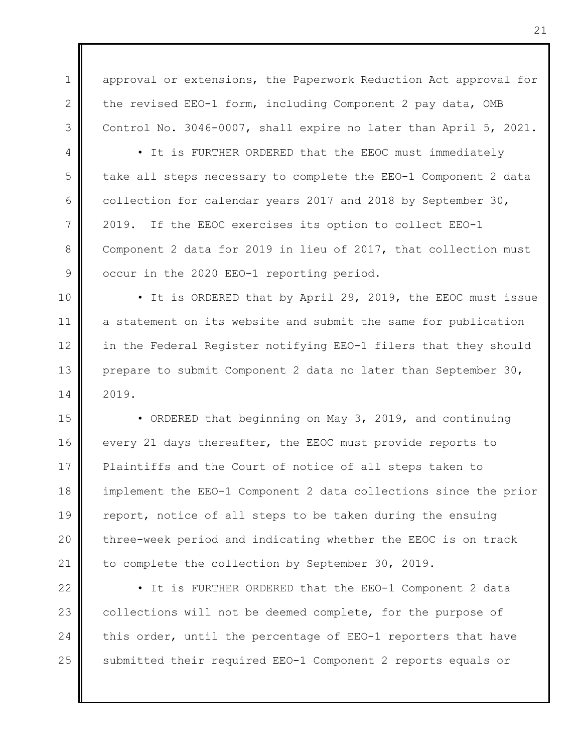approval or extensions, the Paperwork Reduction Act approval for the revised EEO-1 form, including Component 2 pay data, OMB Control No. 3046-0007, shall expire no later than April 5, 2021.

- It is FURTHER ORDERED that the EEOC must immediately take all steps necessary to complete the EEO-1 Component 2 data collection for calendar years 2017 and 2018 by September 30, 2019. If the EEOC exercises its option to collect EEO-1 Component 2 data for 2019 in lieu of 2017, that collection must occur in the 2020 EEO-1 reporting period.

- It is ORDERED that by April 29, 2019, the EEOC must issue a statement on its website and submit the same for publication in the Federal Register notifying EEO-1 filers that they should prepare to submit Component 2 data no later than September 30, 2019.

- ORDERED that beginning on May 3, 2019, and continuing every 21 days thereafter, the EEOC must provide reports to Plaintiffs and the Court of notice of all steps taken to implement the EEO-1 Component 2 data collections since the prior report, notice of all steps to be taken during the ensuing three-week period and indicating whether the EEOC is on track to complete the collection by September 30, 2019.

- It is FURTHER ORDERED that the EEO-1 Component 2 data collections will not be deemed complete, for the purpose of this order, until the percentage of EEO-1 reporters that have submitted their required EEO-1 Component 2 reports equals or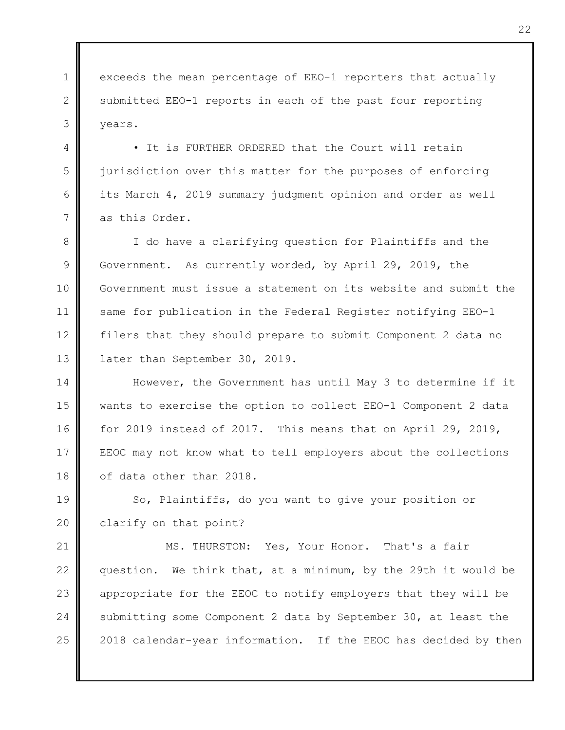exceeds the mean percentage of EEO-1 reporters that actually submitted EEO-1 reports in each of the past four reporting years.

• It is FURTHER ORDERED that the Court will retain jurisdiction over this matter for the purposes of enforcing its March 4, 2019 summary judgment opinion and order as well as this Order.

I do have a clarifying question for Plaintiffs and the Government. As currently worded, by April 29, 2019, the Government must issue a statement on its website and submit the same for publication in the Federal Register notifying EEO-1 filers that they should prepare to submit Component 2 data no later than September 30, 2019.

However, the Government has until May 3 to determine if it wants to exercise the option to collect EEO-1 Component 2 data for 2019 instead of 2017. This means that on April 29, 2019, EEOC may not know what to tell employers about the collections of data other than 2018.

So, Plaintiffs, do you want to give your position or clarify on that point?

MS. THURSTON: Yes, Your Honor. That's a fair question. We think that, at a minimum, by the 29th it would be appropriate for the EEOC to notify employers that they will be submitting some Component 2 data by September 30, at least the 2018 calendar-year information. If the EEOC has decided by then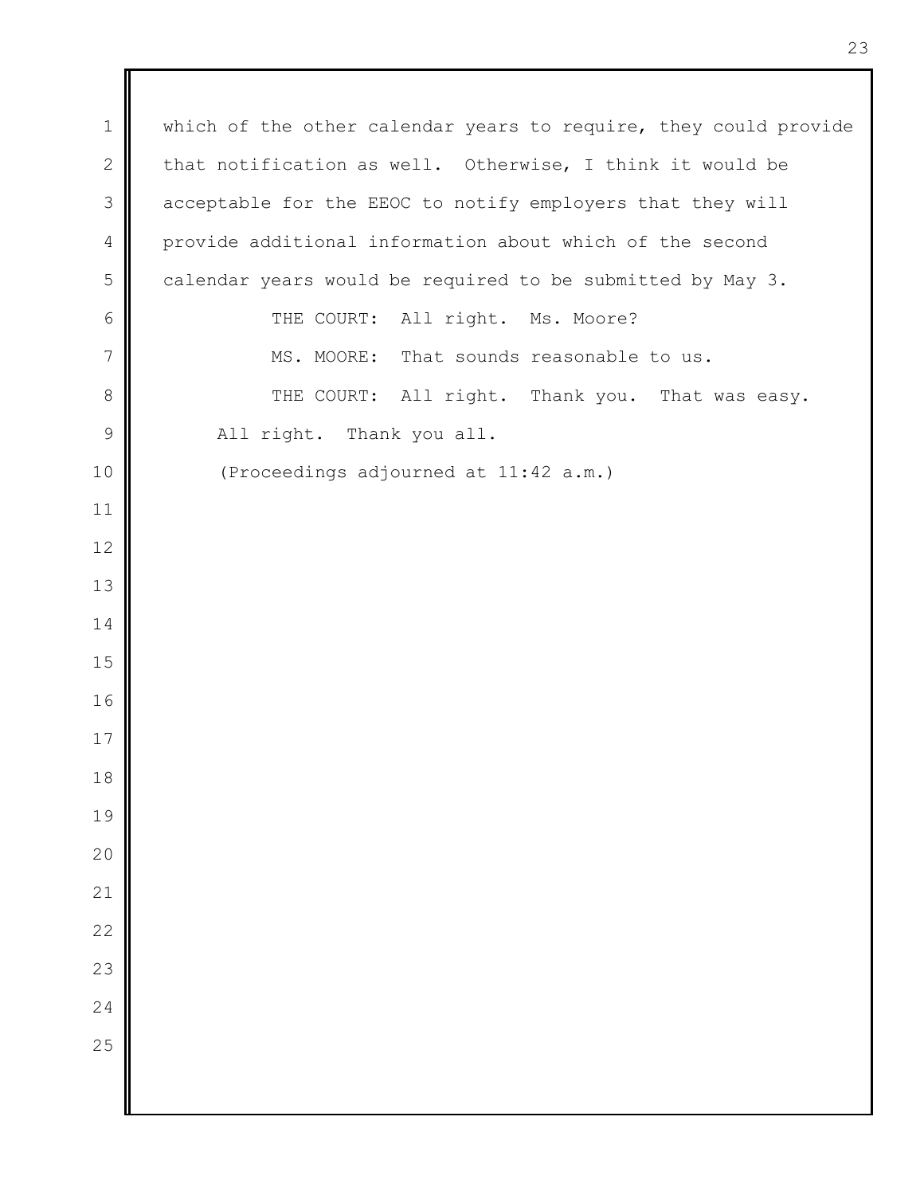which of the other calendar years to require, they could provide that notification as well. Otherwise, I think it would be acceptable for the EEOC to notify employers that they will provide additional information about which of the second calendar years would be required to be submitted by May 3.

THE COURT: All right. Ms. Moore?

MS. MOORE: That sounds reasonable to us.

THE COURT: All right. Thank you. That was easy. All right. Thank you all.

(Proceedings adjourned at 11:42 a.m.)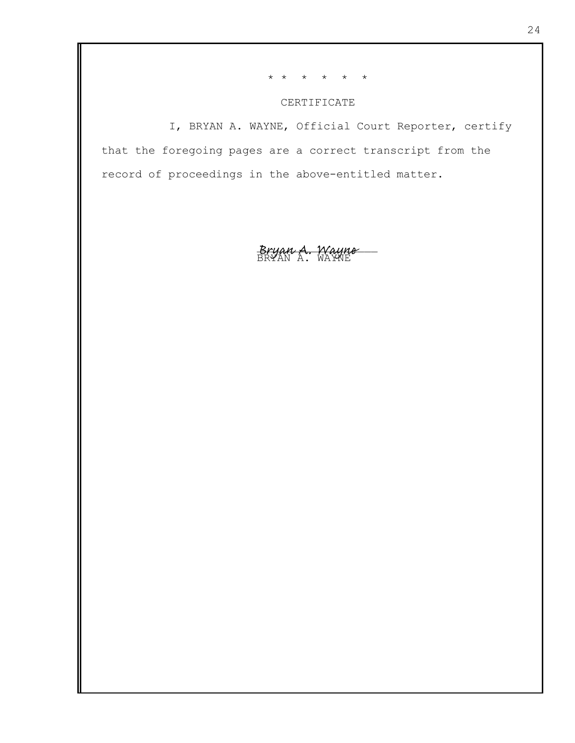\* \* \* \* \* \*

CERTIFICATE

I, BRYAN A. WAYNE, Official Court Reporter, certify that the foregoing pages are a correct transcript from the record of proceedings in the above-entitled matter.

*Bryan A. Wayne*

BRYAN A. WAYNE